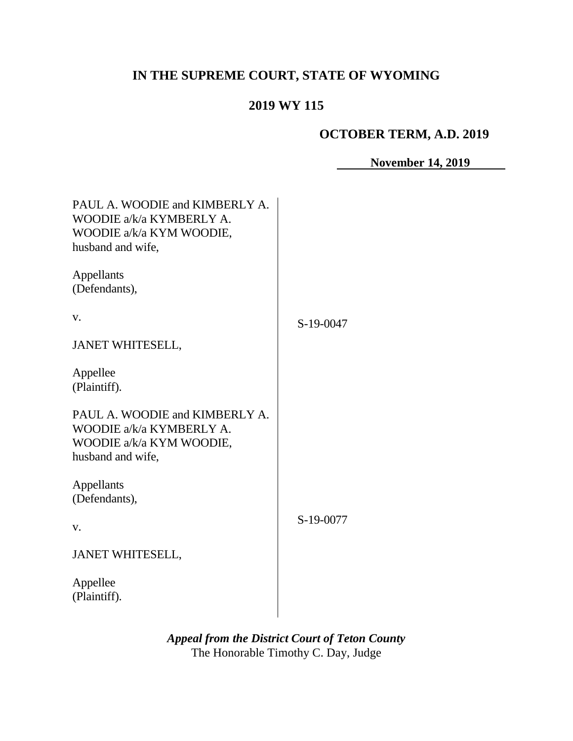# IN THE SUPREME COURT, STATE OF WYOMING

## 2019 WY 115

**OCTOBER TERM, A.D. 2019**

**November 14, 2019**

PAUL A. WOODIE and KIMBERLY A. WOODIE a/k/a KYMBERLY A. WOODIE a/k/a KYM WOODIE, husband and wife,

Appellants
(Defendants),

v.

JANET WHITESELL,

Appellee
(Plaintiff).

S-19-0047

PAUL A. WOODIE and KIMBERLY A. WOODIE a/k/a KYMBERLY A. WOODIE a/k/a KYM WOODIE, husband and wife,

Appellants
(Defendants),

v.

JANET WHITESELL,

Appellee
(Plaintiff).

S-19-0077

***Appeal from the District Court of Teton County***
The Honorable Timothy C. Day, Judge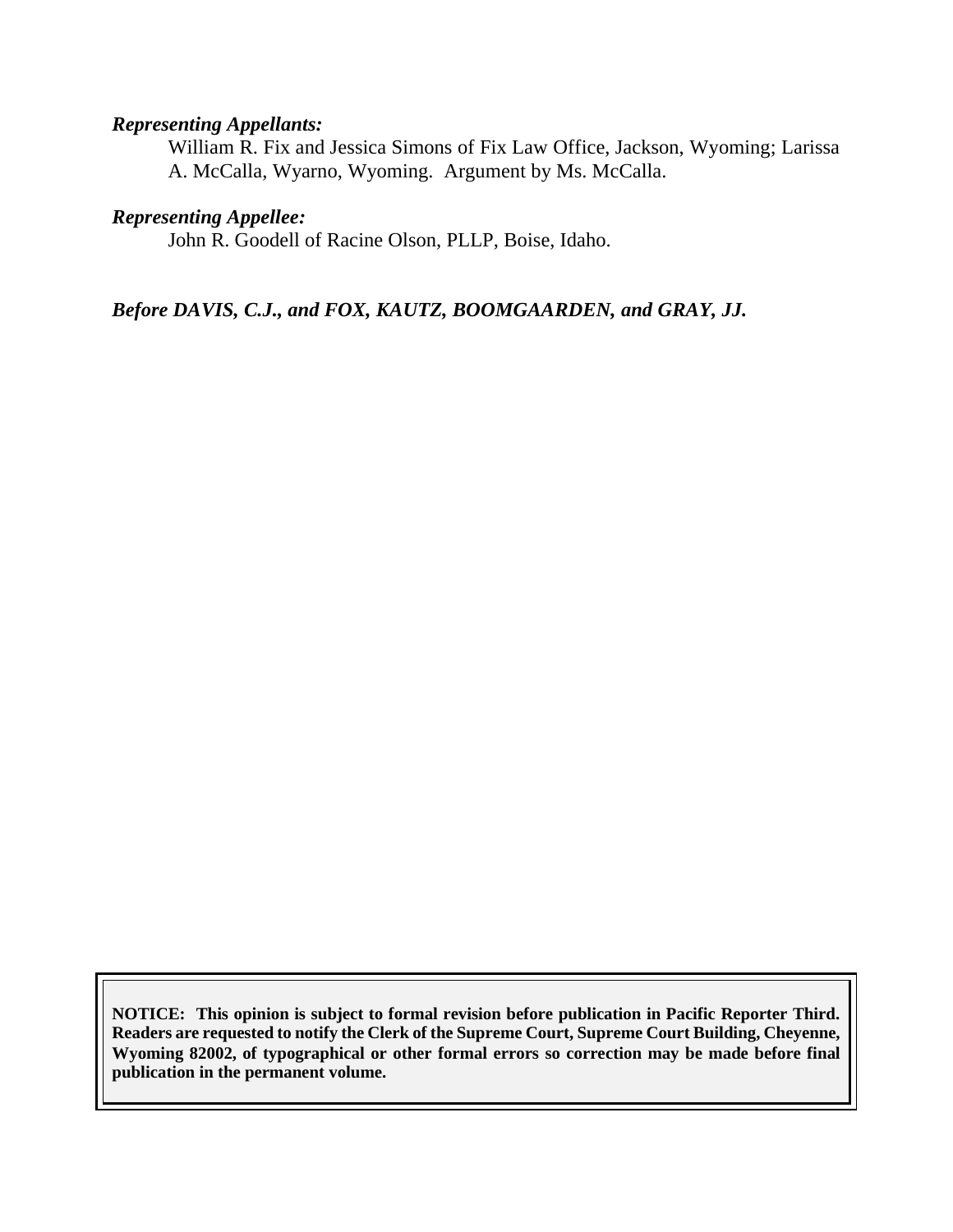***Representing Appellants:***

William R. Fix and Jessica Simons of Fix Law Office, Jackson, Wyoming; Larissa A. McCalla, Wyarno, Wyoming. Argument by Ms. McCalla.

***Representing Appellee:***

John R. Goodell of Racine Olson, PLLP, Boise, Idaho.

***Before DAVIS, C.J., and FOX, KAUTZ, BOOMGAARDEN, and GRAY, JJ.***

**NOTICE: This opinion is subject to formal revision before publication in Pacific Reporter Third. Readers are requested to notify the Clerk of the Supreme Court, Supreme Court Building, Cheyenne, Wyoming 82002, of typographical or other formal errors so correction may be made before final publication in the permanent volume.**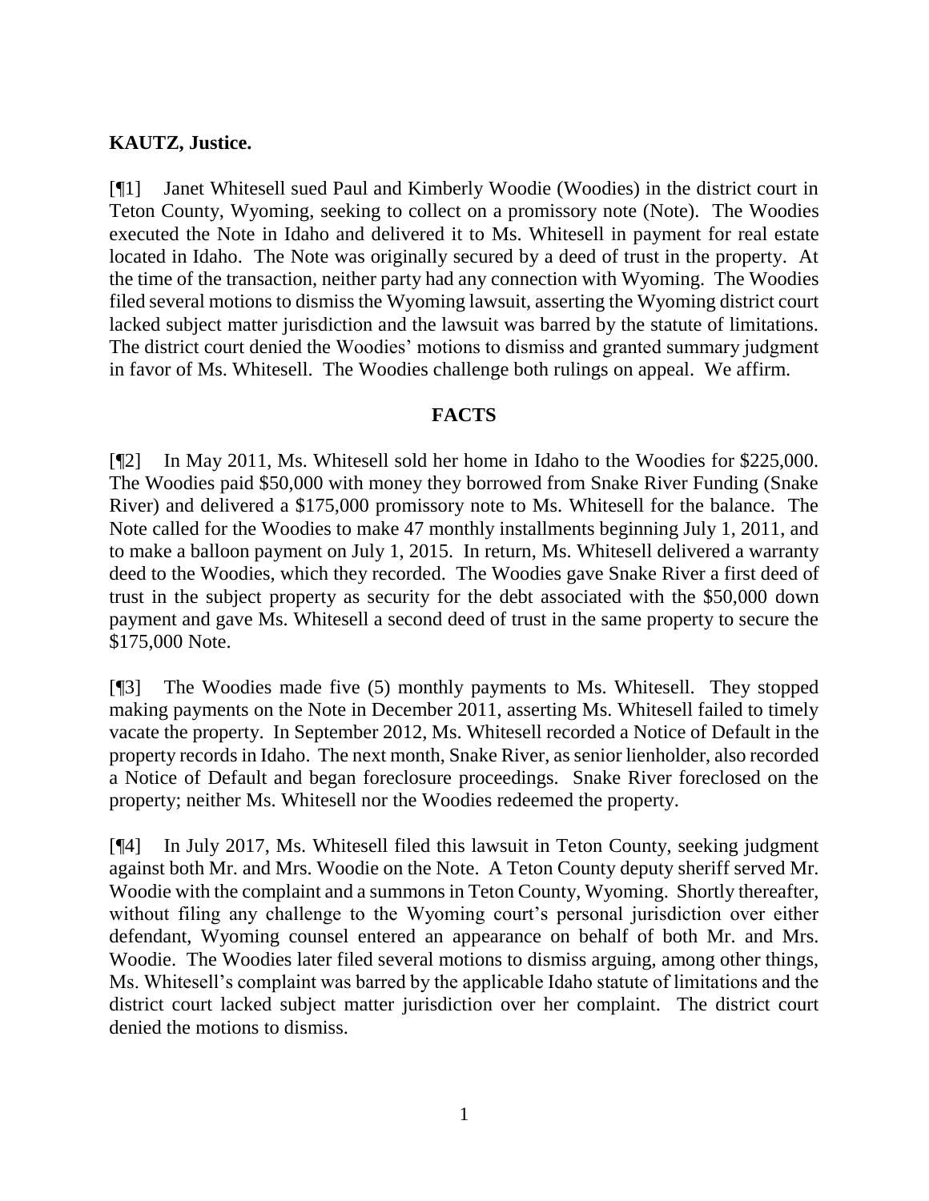**KAUTZ, Justice.**

[¶1] Janet Whitesell sued Paul and Kimberly Woodie (Woodies) in the district court in Teton County, Wyoming, seeking to collect on a promissory note (Note). The Woodies executed the Note in Idaho and delivered it to Ms. Whitesell in payment for real estate located in Idaho. The Note was originally secured by a deed of trust in the property. At the time of the transaction, neither party had any connection with Wyoming. The Woodies filed several motions to dismiss the Wyoming lawsuit, asserting the Wyoming district court lacked subject matter jurisdiction and the lawsuit was barred by the statute of limitations. The district court denied the Woodies' motions to dismiss and granted summary judgment in favor of Ms. Whitesell. The Woodies challenge both rulings on appeal. We affirm.

## FACTS

[¶2] In May 2011, Ms. Whitesell sold her home in Idaho to the Woodies for $225,000. The Woodies paid $50,000 with money they borrowed from Snake River Funding (Snake River) and delivered a $175,000 promissory note to Ms. Whitesell for the balance. The Note called for the Woodies to make 47 monthly installments beginning July 1, 2011, and to make a balloon payment on July 1, 2015. In return, Ms. Whitesell delivered a warranty deed to the Woodies, which they recorded. The Woodies gave Snake River a first deed of trust in the subject property as security for the debt associated with the $50,000 down payment and gave Ms. Whitesell a second deed of trust in the same property to secure the $175,000 Note.

[¶3] The Woodies made five (5) monthly payments to Ms. Whitesell. They stopped making payments on the Note in December 2011, asserting Ms. Whitesell failed to timely vacate the property. In September 2012, Ms. Whitesell recorded a Notice of Default in the property records in Idaho. The next month, Snake River, as senior lienholder, also recorded a Notice of Default and began foreclosure proceedings. Snake River foreclosed on the property; neither Ms. Whitesell nor the Woodies redeemed the property.

[¶4] In July 2017, Ms. Whitesell filed this lawsuit in Teton County, seeking judgment against both Mr. and Mrs. Woodie on the Note. A Teton County deputy sheriff served Mr. Woodie with the complaint and a summons in Teton County, Wyoming. Shortly thereafter, without filing any challenge to the Wyoming court's personal jurisdiction over either defendant, Wyoming counsel entered an appearance on behalf of both Mr. and Mrs. Woodie. The Woodies later filed several motions to dismiss arguing, among other things, Ms. Whitesell's complaint was barred by the applicable Idaho statute of limitations and the district court lacked subject matter jurisdiction over her complaint. The district court denied the motions to dismiss.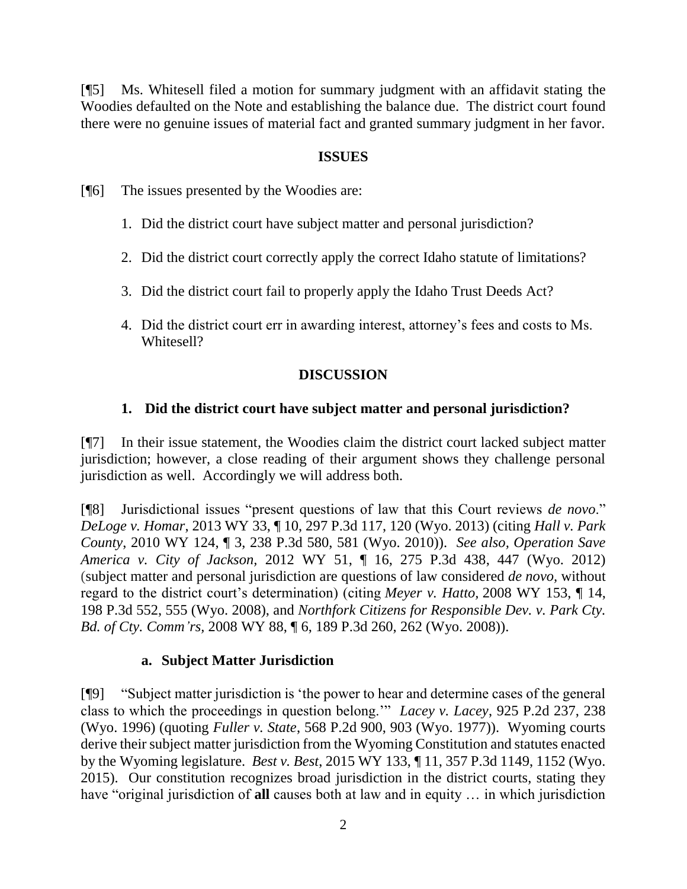[¶5] Ms. Whitesell filed a motion for summary judgment with an affidavit stating the Woodies defaulted on the Note and establishing the balance due. The district court found there were no genuine issues of material fact and granted summary judgment in her favor.

## ISSUES

[¶6] The issues presented by the Woodies are:

1. Did the district court have subject matter and personal jurisdiction?
2. Did the district court correctly apply the correct Idaho statute of limitations?
3. Did the district court fail to properly apply the Idaho Trust Deeds Act?
4. Did the district court err in awarding interest, attorney's fees and costs to Ms. Whitesell?

## DISCUSSION

### 1. Did the district court have subject matter and personal jurisdiction?

[¶7] In their issue statement, the Woodies claim the district court lacked subject matter jurisdiction; however, a close reading of their argument shows they challenge personal jurisdiction as well. Accordingly we will address both.

[¶8] Jurisdictional issues "present questions of law that this Court reviews *de novo*." *DeLoge v. Homar*, 2013 WY 33, ¶ 10, 297 P.3d 117, 120 (Wyo. 2013) (citing *Hall v. Park County*, 2010 WY 124, ¶ 3, 238 P.3d 580, 581 (Wyo. 2010)). *See also, Operation Save America v. City of Jackson*, 2012 WY 51, ¶ 16, 275 P.3d 438, 447 (Wyo. 2012) (subject matter and personal jurisdiction are questions of law considered *de novo*, without regard to the district court's determination) (citing *Meyer v. Hatto*, 2008 WY 153, ¶ 14, 198 P.3d 552, 555 (Wyo. 2008), and *Northfork Citizens for Responsible Dev. v. Park Cty. Bd. of Cty. Comm'rs*, 2008 WY 88, ¶ 6, 189 P.3d 260, 262 (Wyo. 2008)).

#### a. Subject Matter Jurisdiction

[¶9] "Subject matter jurisdiction is 'the power to hear and determine cases of the general class to which the proceedings in question belong.'" *Lacey v. Lacey*, 925 P.2d 237, 238 (Wyo. 1996) (quoting *Fuller v. State*, 568 P.2d 900, 903 (Wyo. 1977)). Wyoming courts derive their subject matter jurisdiction from the Wyoming Constitution and statutes enacted by the Wyoming legislature. *Best v. Best*, 2015 WY 133, ¶ 11, 357 P.3d 1149, 1152 (Wyo. 2015). Our constitution recognizes broad jurisdiction in the district courts, stating they have "original jurisdiction of **all** causes both at law and in equity … in which jurisdiction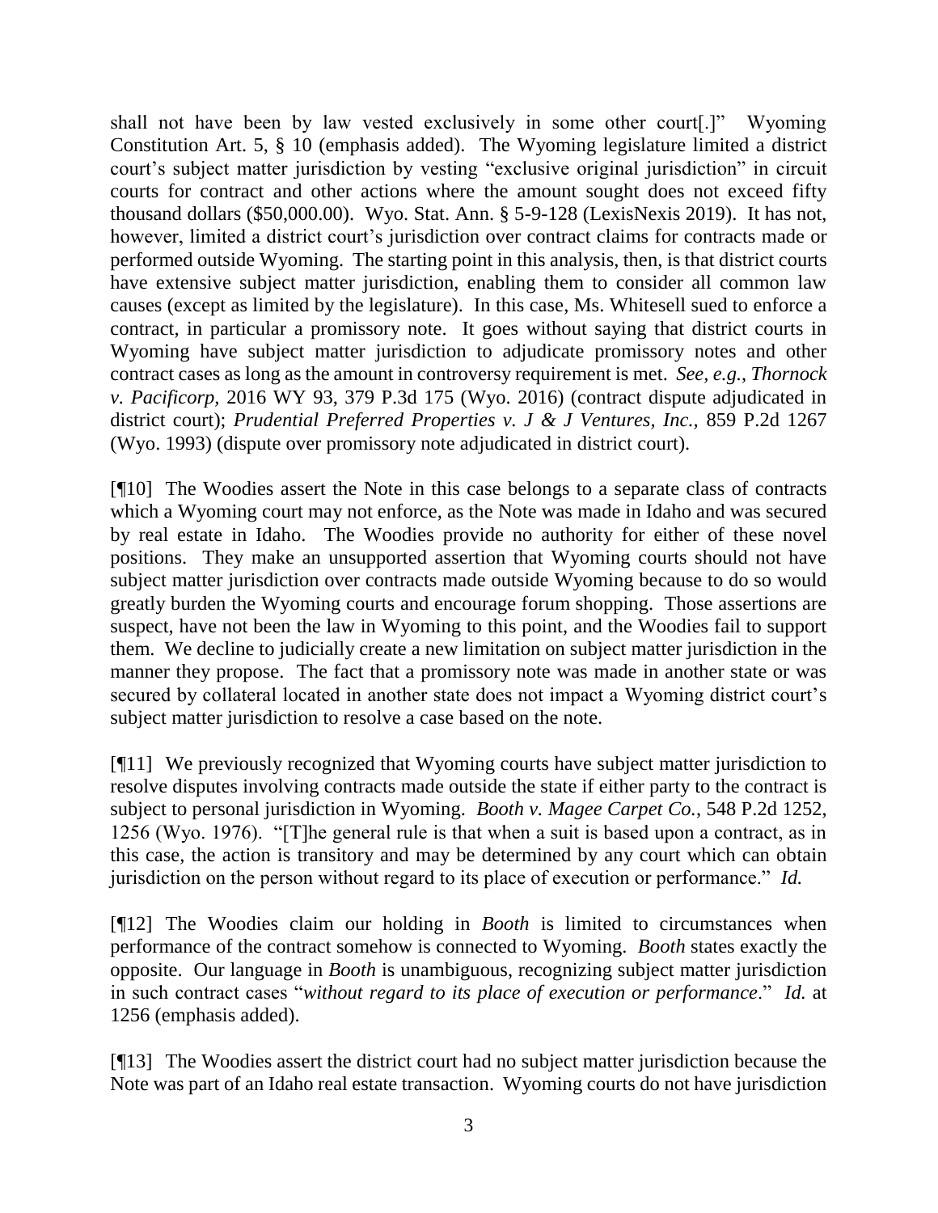shall not have been by law vested exclusively in some other court[.]" Wyoming Constitution Art. 5, § 10 (emphasis added). The Wyoming legislature limited a district court's subject matter jurisdiction by vesting "exclusive original jurisdiction" in circuit courts for contract and other actions where the amount sought does not exceed fifty thousand dollars ($50,000.00). Wyo. Stat. Ann. § 5-9-128 (LexisNexis 2019). It has not, however, limited a district court's jurisdiction over contract claims for contracts made or performed outside Wyoming. The starting point in this analysis, then, is that district courts have extensive subject matter jurisdiction, enabling them to consider all common law causes (except as limited by the legislature). In this case, Ms. Whitesell sued to enforce a contract, in particular a promissory note. It goes without saying that district courts in Wyoming have subject matter jurisdiction to adjudicate promissory notes and other contract cases as long as the amount in controversy requirement is met. *See, e.g.*, *Thornock v. Pacificorp*, 2016 WY 93, 379 P.3d 175 (Wyo. 2016) (contract dispute adjudicated in district court); *Prudential Preferred Properties v. J & J Ventures, Inc.*, 859 P.2d 1267 (Wyo. 1993) (dispute over promissory note adjudicated in district court).

[¶10] The Woodies assert the Note in this case belongs to a separate class of contracts which a Wyoming court may not enforce, as the Note was made in Idaho and was secured by real estate in Idaho. The Woodies provide no authority for either of these novel positions. They make an unsupported assertion that Wyoming courts should not have subject matter jurisdiction over contracts made outside Wyoming because to do so would greatly burden the Wyoming courts and encourage forum shopping. Those assertions are suspect, have not been the law in Wyoming to this point, and the Woodies fail to support them. We decline to judicially create a new limitation on subject matter jurisdiction in the manner they propose. The fact that a promissory note was made in another state or was secured by collateral located in another state does not impact a Wyoming district court's subject matter jurisdiction to resolve a case based on the note.

[¶11] We previously recognized that Wyoming courts have subject matter jurisdiction to resolve disputes involving contracts made outside the state if either party to the contract is subject to personal jurisdiction in Wyoming. *Booth v. Magee Carpet Co.*, 548 P.2d 1252, 1256 (Wyo. 1976). "[T]he general rule is that when a suit is based upon a contract, as in this case, the action is transitory and may be determined by any court which can obtain jurisdiction on the person without regard to its place of execution or performance." *Id.*

[¶12] The Woodies claim our holding in *Booth* is limited to circumstances when performance of the contract somehow is connected to Wyoming. *Booth* states exactly the opposite. Our language in *Booth* is unambiguous, recognizing subject matter jurisdiction in such contract cases "*without regard to its place of execution or performance*." *Id.* at 1256 (emphasis added).

[¶13] The Woodies assert the district court had no subject matter jurisdiction because the Note was part of an Idaho real estate transaction. Wyoming courts do not have jurisdiction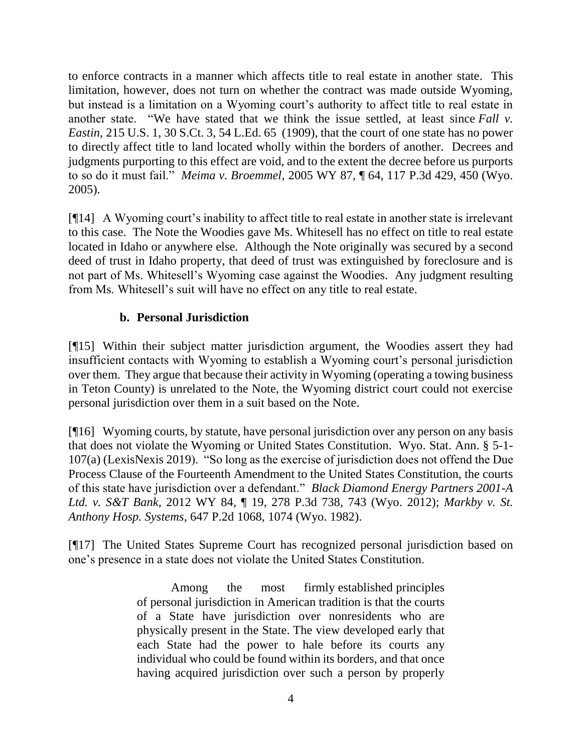to enforce contracts in a manner which affects title to real estate in another state. This limitation, however, does not turn on whether the contract was made outside Wyoming, but instead is a limitation on a Wyoming court's authority to affect title to real estate in another state. "We have stated that we think the issue settled, at least since *Fall v. Eastin*, 215 U.S. 1, 30 S.Ct. 3, 54 L.Ed. 65 (1909), that the court of one state has no power to directly affect title to land located wholly within the borders of another. Decrees and judgments purporting to this effect are void, and to the extent the decree before us purports to so do it must fail." *Meima v. Broemmel*, 2005 WY 87, ¶ 64, 117 P.3d 429, 450 (Wyo. 2005).

[¶14] A Wyoming court's inability to affect title to real estate in another state is irrelevant to this case. The Note the Woodies gave Ms. Whitesell has no effect on title to real estate located in Idaho or anywhere else. Although the Note originally was secured by a second deed of trust in Idaho property, that deed of trust was extinguished by foreclosure and is not part of Ms. Whitesell's Wyoming case against the Woodies. Any judgment resulting from Ms. Whitesell's suit will have no effect on any title to real estate.

### b. Personal Jurisdiction

[¶15] Within their subject matter jurisdiction argument, the Woodies assert they had insufficient contacts with Wyoming to establish a Wyoming court's personal jurisdiction over them. They argue that because their activity in Wyoming (operating a towing business in Teton County) is unrelated to the Note, the Wyoming district court could not exercise personal jurisdiction over them in a suit based on the Note.

[¶16] Wyoming courts, by statute, have personal jurisdiction over any person on any basis that does not violate the Wyoming or United States Constitution. Wyo. Stat. Ann. § 5-1-107(a) (LexisNexis 2019). "So long as the exercise of jurisdiction does not offend the Due Process Clause of the Fourteenth Amendment to the United States Constitution, the courts of this state have jurisdiction over a defendant." *Black Diamond Energy Partners 2001-A Ltd. v. S&T Bank*, 2012 WY 84, ¶ 19, 278 P.3d 738, 743 (Wyo. 2012); *Markby v. St. Anthony Hosp. Systems*, 647 P.2d 1068, 1074 (Wyo. 1982).

[¶17] The United States Supreme Court has recognized personal jurisdiction based on one's presence in a state does not violate the United States Constitution.

> Among the most firmly established principles of personal jurisdiction in American tradition is that the courts of a State have jurisdiction over nonresidents who are physically present in the State. The view developed early that each State had the power to hale before its courts any individual who could be found within its borders, and that once having acquired jurisdiction over such a person by properly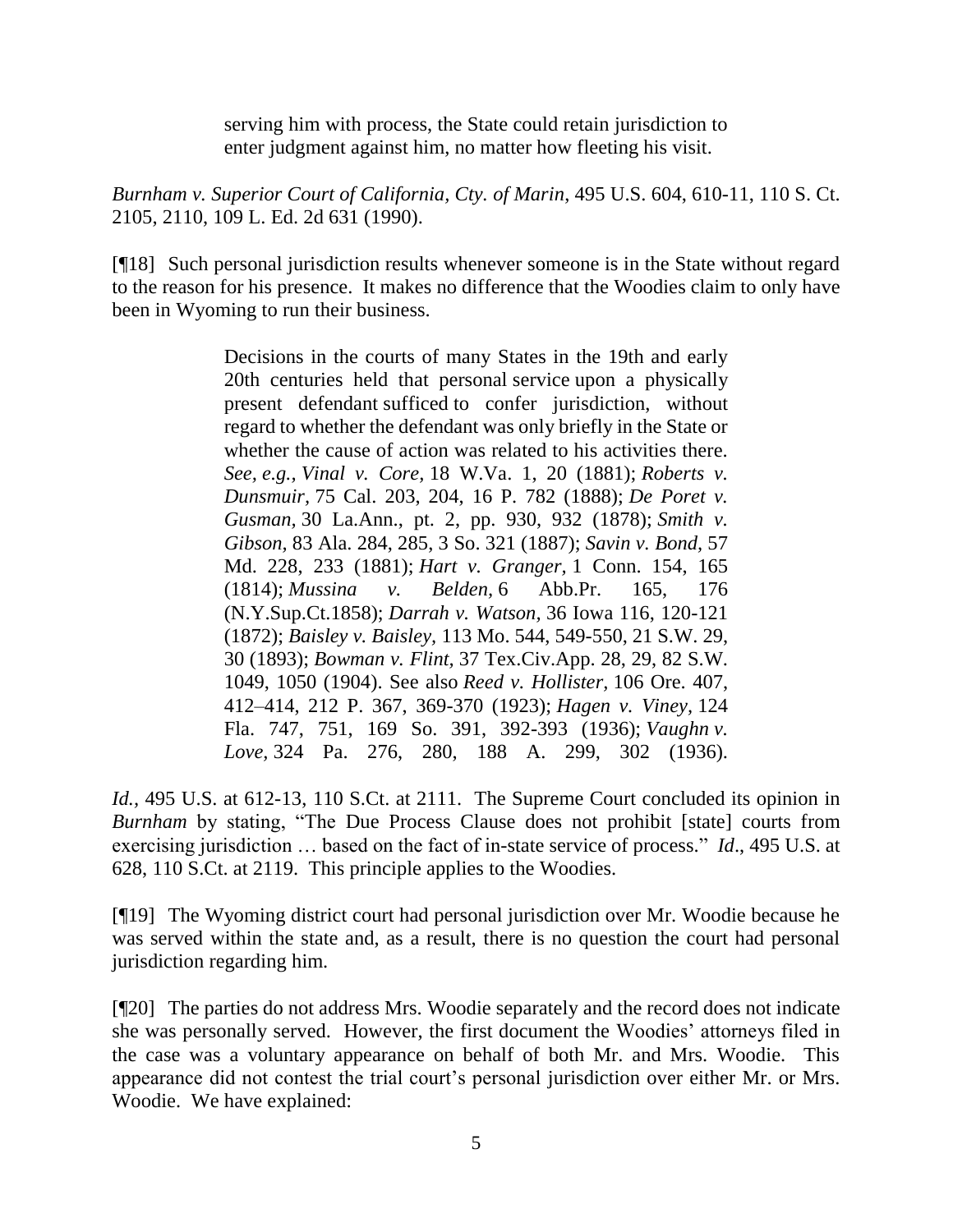> serving him with process, the State could retain jurisdiction to enter judgment against him, no matter how fleeting his visit.

*Burnham v. Superior Court of California, Cty. of Marin*, 495 U.S. 604, 610-11, 110 S. Ct. 2105, 2110, 109 L. Ed. 2d 631 (1990).

[¶18] Such personal jurisdiction results whenever someone is in the State without regard to the reason for his presence. It makes no difference that the Woodies claim to only have been in Wyoming to run their business.

> Decisions in the courts of many States in the 19th and early 20th centuries held that personal service upon a physically present defendant sufficed to confer jurisdiction, without regard to whether the defendant was only briefly in the State or whether the cause of action was related to his activities there. *See, e.g., Vinal v. Core,* 18 W.Va. 1, 20 (1881); *Roberts v. Dunsmuir,* 75 Cal. 203, 204, 16 P. 782 (1888); *De Poret v. Gusman,* 30 La.Ann., pt. 2, pp. 930, 932 (1878); *Smith v. Gibson,* 83 Ala. 284, 285, 3 So. 321 (1887); *Savin v. Bond,* 57 Md. 228, 233 (1881); *Hart v. Granger,* 1 Conn. 154, 165 (1814); *Mussina v. Belden,* 6 Abb.Pr. 165, 176 (N.Y.Sup.Ct.1858); *Darrah v. Watson,* 36 Iowa 116, 120-121 (1872); *Baisley v. Baisley,* 113 Mo. 544, 549-550, 21 S.W. 29, 30 (1893); *Bowman v. Flint,* 37 Tex.Civ.App. 28, 29, 82 S.W. 1049, 1050 (1904). See also *Reed v. Hollister,* 106 Ore. 407, 412–414, 212 P. 367, 369-370 (1923); *Hagen v. Viney,* 124 Fla. 747, 751, 169 So. 391, 392-393 (1936); *Vaughn v. Love,* 324 Pa. 276, 280, 188 A. 299, 302 (1936).

*Id.,* 495 U.S. at 612-13, 110 S.Ct. at 2111. The Supreme Court concluded its opinion in *Burnham* by stating, "The Due Process Clause does not prohibit [state] courts from exercising jurisdiction … based on the fact of in-state service of process." *Id*., 495 U.S. at 628, 110 S.Ct. at 2119. This principle applies to the Woodies.

[¶19] The Wyoming district court had personal jurisdiction over Mr. Woodie because he was served within the state and, as a result, there is no question the court had personal jurisdiction regarding him.

[¶20] The parties do not address Mrs. Woodie separately and the record does not indicate she was personally served. However, the first document the Woodies' attorneys filed in the case was a voluntary appearance on behalf of both Mr. and Mrs. Woodie. This appearance did not contest the trial court's personal jurisdiction over either Mr. or Mrs. Woodie. We have explained: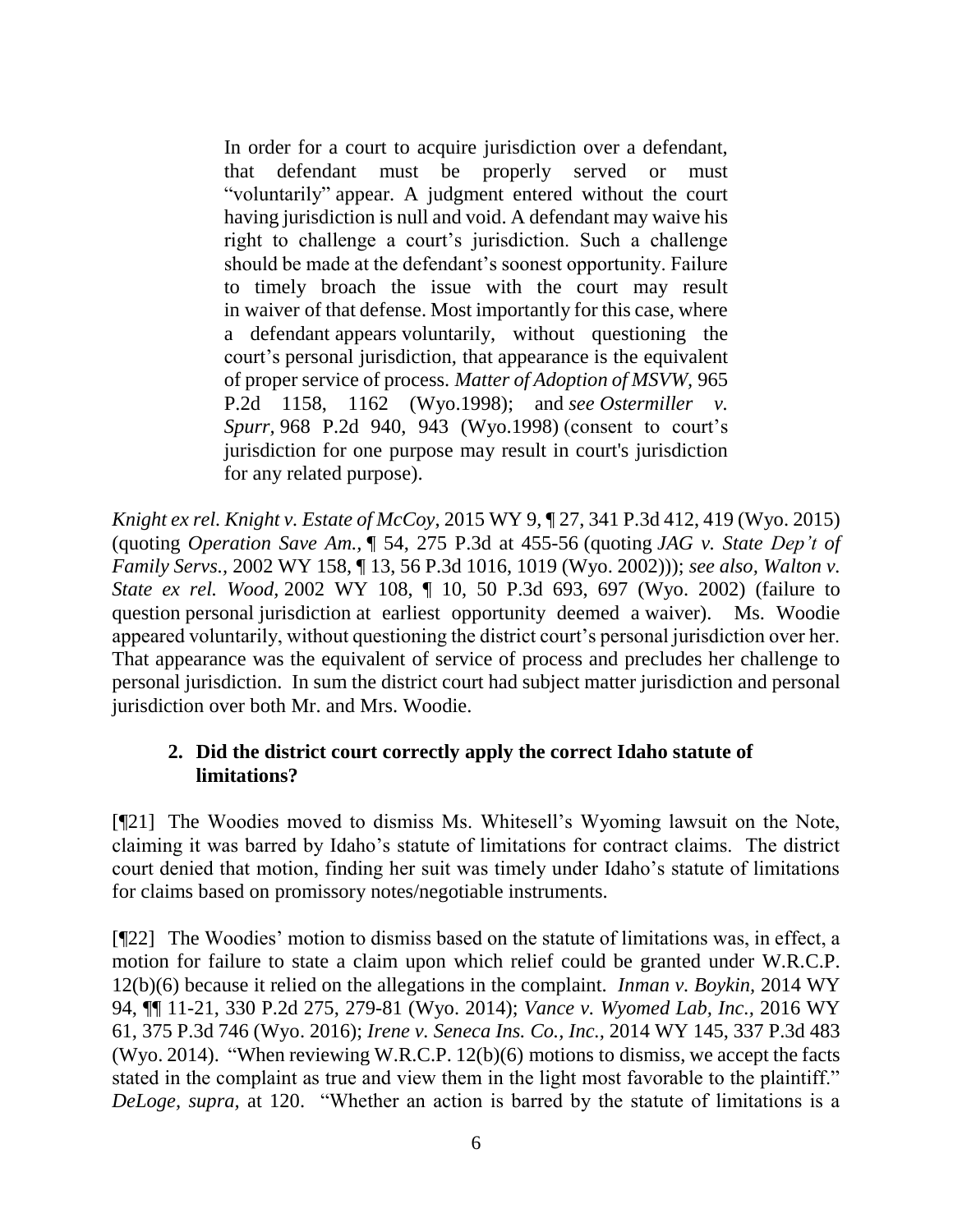> In order for a court to acquire jurisdiction over a defendant, that defendant must be properly served or must "voluntarily" appear. A judgment entered without the court having jurisdiction is null and void. A defendant may waive his right to challenge a court's jurisdiction. Such a challenge should be made at the defendant's soonest opportunity. Failure to timely broach the issue with the court may result in waiver of that defense. Most importantly for this case, where a defendant appears voluntarily, without questioning the court's personal jurisdiction, that appearance is the equivalent of proper service of process. *Matter of Adoption of MSVW*, 965 P.2d 1158, 1162 (Wyo.1998); and *see Ostermiller v. Spurr*, 968 P.2d 940, 943 (Wyo.1998) (consent to court's jurisdiction for one purpose may result in court's jurisdiction for any related purpose).

*Knight ex rel. Knight v. Estate of McCoy*, 2015 WY 9, ¶ 27, 341 P.3d 412, 419 (Wyo. 2015) (quoting *Operation Save Am.*, ¶ 54, 275 P.3d at 455-56 (quoting *JAG v. State Dep't of Family Servs.*, 2002 WY 158, ¶ 13, 56 P.3d 1016, 1019 (Wyo. 2002))); *see also, Walton v. State ex rel. Wood,* 2002 WY 108, ¶ 10, 50 P.3d 693, 697 (Wyo. 2002) (failure to question personal jurisdiction at earliest opportunity deemed a waiver). Ms. Woodie appeared voluntarily, without questioning the district court's personal jurisdiction over her. That appearance was the equivalent of service of process and precludes her challenge to personal jurisdiction. In sum the district court had subject matter jurisdiction and personal jurisdiction over both Mr. and Mrs. Woodie.

**2. Did the district court correctly apply the correct Idaho statute of limitations?**

[¶21] The Woodies moved to dismiss Ms. Whitesell's Wyoming lawsuit on the Note, claiming it was barred by Idaho's statute of limitations for contract claims. The district court denied that motion, finding her suit was timely under Idaho's statute of limitations for claims based on promissory notes/negotiable instruments.

[¶22] The Woodies' motion to dismiss based on the statute of limitations was, in effect, a motion for failure to state a claim upon which relief could be granted under W.R.C.P. 12(b)(6) because it relied on the allegations in the complaint. *Inman v. Boykin,* 2014 WY 94, ¶¶ 11-21, 330 P.2d 275, 279-81 (Wyo. 2014); *Vance v. Wyomed Lab, Inc.,* 2016 WY 61, 375 P.3d 746 (Wyo. 2016); *Irene v. Seneca Ins. Co., Inc.*, 2014 WY 145, 337 P.3d 483 (Wyo. 2014). "When reviewing W.R.C.P. 12(b)(6) motions to dismiss, we accept the facts stated in the complaint as true and view them in the light most favorable to the plaintiff." *DeLoge, supra,* at 120. "Whether an action is barred by the statute of limitations is a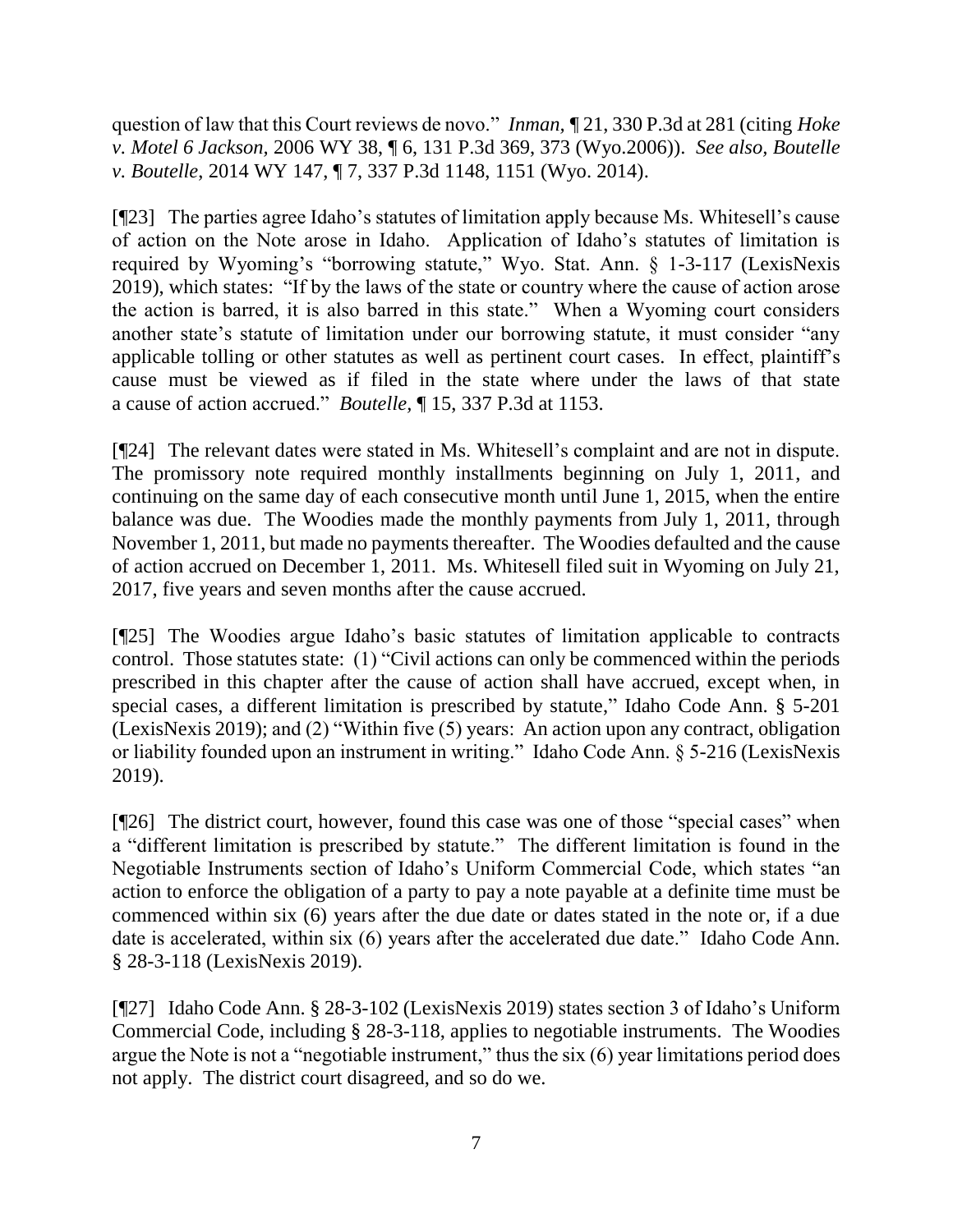question of law that this Court reviews de novo." *Inman*, ¶ 21, 330 P.3d at 281 (citing *Hoke v. Motel 6 Jackson*, 2006 WY 38, ¶ 6, 131 P.3d 369, 373 (Wyo.2006)). *See also, Boutelle v. Boutelle*, 2014 WY 147, ¶ 7, 337 P.3d 1148, 1151 (Wyo. 2014).

[¶23] The parties agree Idaho's statutes of limitation apply because Ms. Whitesell's cause of action on the Note arose in Idaho. Application of Idaho's statutes of limitation is required by Wyoming's "borrowing statute," Wyo. Stat. Ann. § 1-3-117 (LexisNexis 2019), which states: "If by the laws of the state or country where the cause of action arose the action is barred, it is also barred in this state." When a Wyoming court considers another state's statute of limitation under our borrowing statute, it must consider "any applicable tolling or other statutes as well as pertinent court cases. In effect, plaintiff's cause must be viewed as if filed in the state where under the laws of that state a cause of action accrued." *Boutelle*, ¶ 15, 337 P.3d at 1153.

[¶24] The relevant dates were stated in Ms. Whitesell's complaint and are not in dispute. The promissory note required monthly installments beginning on July 1, 2011, and continuing on the same day of each consecutive month until June 1, 2015, when the entire balance was due. The Woodies made the monthly payments from July 1, 2011, through November 1, 2011, but made no payments thereafter. The Woodies defaulted and the cause of action accrued on December 1, 2011. Ms. Whitesell filed suit in Wyoming on July 21, 2017, five years and seven months after the cause accrued.

[¶25] The Woodies argue Idaho's basic statutes of limitation applicable to contracts control. Those statutes state: (1) "Civil actions can only be commenced within the periods prescribed in this chapter after the cause of action shall have accrued, except when, in special cases, a different limitation is prescribed by statute," Idaho Code Ann. § 5-201 (LexisNexis 2019); and (2) "Within five (5) years: An action upon any contract, obligation or liability founded upon an instrument in writing." Idaho Code Ann. § 5-216 (LexisNexis 2019).

[¶26] The district court, however, found this case was one of those "special cases" when a "different limitation is prescribed by statute." The different limitation is found in the Negotiable Instruments section of Idaho's Uniform Commercial Code, which states "an action to enforce the obligation of a party to pay a note payable at a definite time must be commenced within six (6) years after the due date or dates stated in the note or, if a due date is accelerated, within six (6) years after the accelerated due date." Idaho Code Ann. § 28-3-118 (LexisNexis 2019).

[¶27] Idaho Code Ann. § 28-3-102 (LexisNexis 2019) states section 3 of Idaho's Uniform Commercial Code, including § 28-3-118, applies to negotiable instruments. The Woodies argue the Note is not a "negotiable instrument," thus the six (6) year limitations period does not apply. The district court disagreed, and so do we.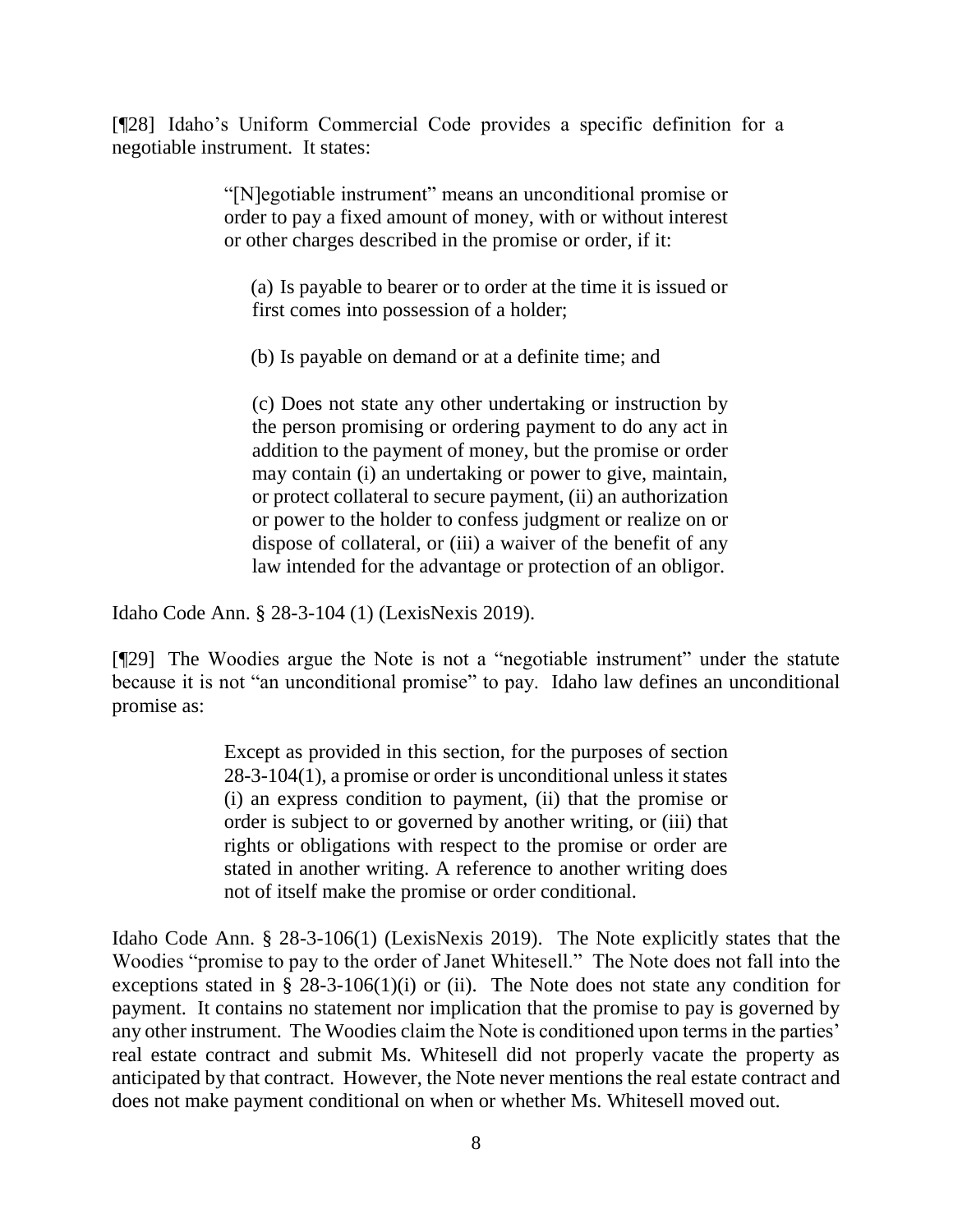[¶28] Idaho's Uniform Commercial Code provides a specific definition for a negotiable instrument. It states:

> "[N]egotiable instrument" means an unconditional promise or order to pay a fixed amount of money, with or without interest or other charges described in the promise or order, if it:
>
> (a) Is payable to bearer or to order at the time it is issued or first comes into possession of a holder;
>
> (b) Is payable on demand or at a definite time; and
>
> (c) Does not state any other undertaking or instruction by the person promising or ordering payment to do any act in addition to the payment of money, but the promise or order may contain (i) an undertaking or power to give, maintain, or protect collateral to secure payment, (ii) an authorization or power to the holder to confess judgment or realize on or dispose of collateral, or (iii) a waiver of the benefit of any law intended for the advantage or protection of an obligor.

Idaho Code Ann. § 28-3-104 (1) (LexisNexis 2019).

[¶29] The Woodies argue the Note is not a "negotiable instrument" under the statute because it is not "an unconditional promise" to pay. Idaho law defines an unconditional promise as:

> Except as provided in this section, for the purposes of section 28-3-104(1), a promise or order is unconditional unless it states (i) an express condition to payment, (ii) that the promise or order is subject to or governed by another writing, or (iii) that rights or obligations with respect to the promise or order are stated in another writing. A reference to another writing does not of itself make the promise or order conditional.

Idaho Code Ann. § 28-3-106(1) (LexisNexis 2019). The Note explicitly states that the Woodies "promise to pay to the order of Janet Whitesell." The Note does not fall into the exceptions stated in § 28-3-106(1)(i) or (ii). The Note does not state any condition for payment. It contains no statement nor implication that the promise to pay is governed by any other instrument. The Woodies claim the Note is conditioned upon terms in the parties' real estate contract and submit Ms. Whitesell did not properly vacate the property as anticipated by that contract. However, the Note never mentions the real estate contract and does not make payment conditional on when or whether Ms. Whitesell moved out.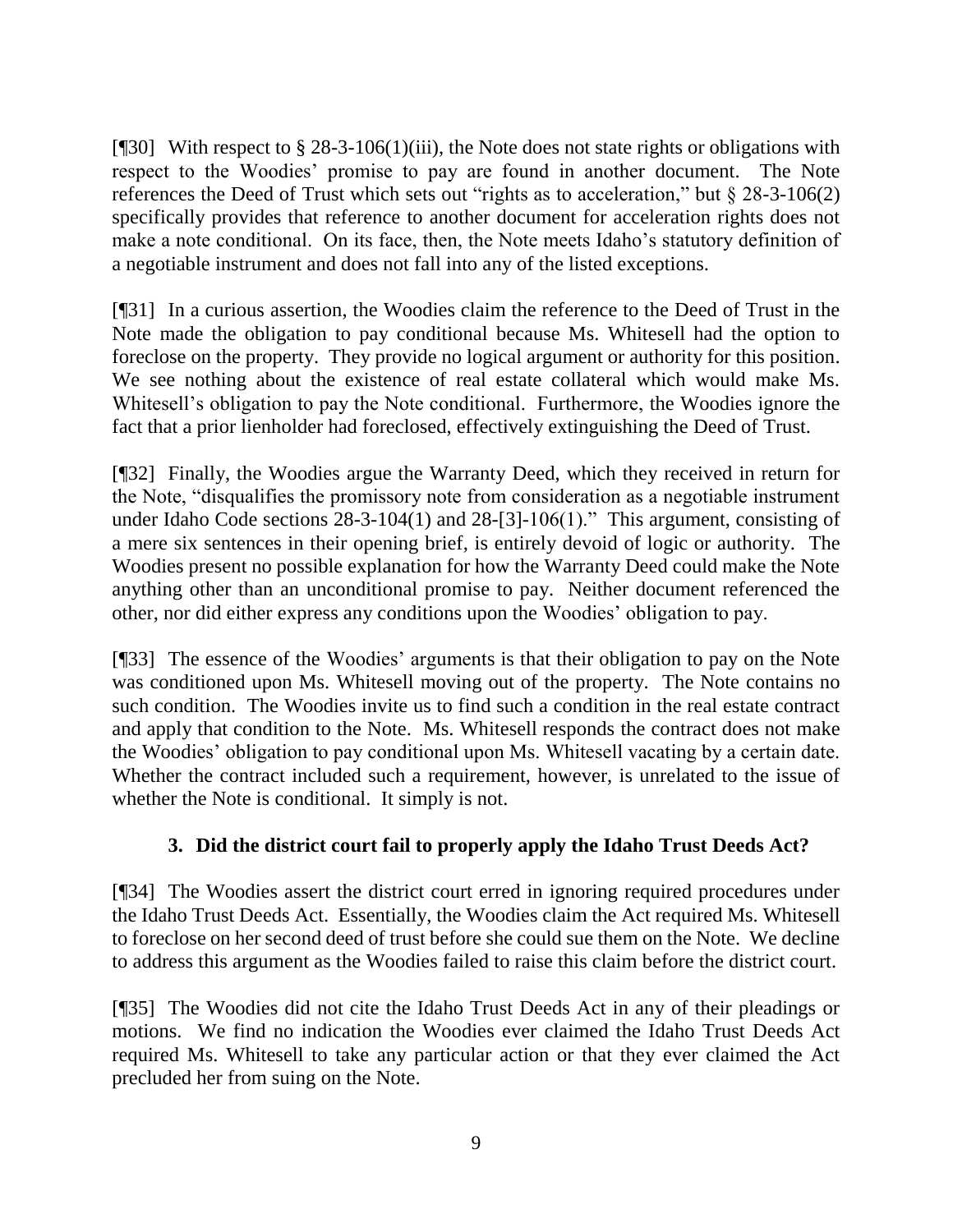[¶30] With respect to § 28-3-106(1)(iii), the Note does not state rights or obligations with respect to the Woodies' promise to pay are found in another document. The Note references the Deed of Trust which sets out "rights as to acceleration," but § 28-3-106(2) specifically provides that reference to another document for acceleration rights does not make a note conditional. On its face, then, the Note meets Idaho's statutory definition of a negotiable instrument and does not fall into any of the listed exceptions.

[¶31] In a curious assertion, the Woodies claim the reference to the Deed of Trust in the Note made the obligation to pay conditional because Ms. Whitesell had the option to foreclose on the property. They provide no logical argument or authority for this position. We see nothing about the existence of real estate collateral which would make Ms. Whitesell's obligation to pay the Note conditional. Furthermore, the Woodies ignore the fact that a prior lienholder had foreclosed, effectively extinguishing the Deed of Trust.

[¶32] Finally, the Woodies argue the Warranty Deed, which they received in return for the Note, "disqualifies the promissory note from consideration as a negotiable instrument under Idaho Code sections 28-3-104(1) and 28-[3]-106(1)." This argument, consisting of a mere six sentences in their opening brief, is entirely devoid of logic or authority. The Woodies present no possible explanation for how the Warranty Deed could make the Note anything other than an unconditional promise to pay. Neither document referenced the other, nor did either express any conditions upon the Woodies' obligation to pay.

[¶33] The essence of the Woodies' arguments is that their obligation to pay on the Note was conditioned upon Ms. Whitesell moving out of the property. The Note contains no such condition. The Woodies invite us to find such a condition in the real estate contract and apply that condition to the Note. Ms. Whitesell responds the contract does not make the Woodies' obligation to pay conditional upon Ms. Whitesell vacating by a certain date. Whether the contract included such a requirement, however, is unrelated to the issue of whether the Note is conditional. It simply is not.

### 3. Did the district court fail to properly apply the Idaho Trust Deeds Act?

[¶34] The Woodies assert the district court erred in ignoring required procedures under the Idaho Trust Deeds Act. Essentially, the Woodies claim the Act required Ms. Whitesell to foreclose on her second deed of trust before she could sue them on the Note. We decline to address this argument as the Woodies failed to raise this claim before the district court.

[¶35] The Woodies did not cite the Idaho Trust Deeds Act in any of their pleadings or motions. We find no indication the Woodies ever claimed the Idaho Trust Deeds Act required Ms. Whitesell to take any particular action or that they ever claimed the Act precluded her from suing on the Note.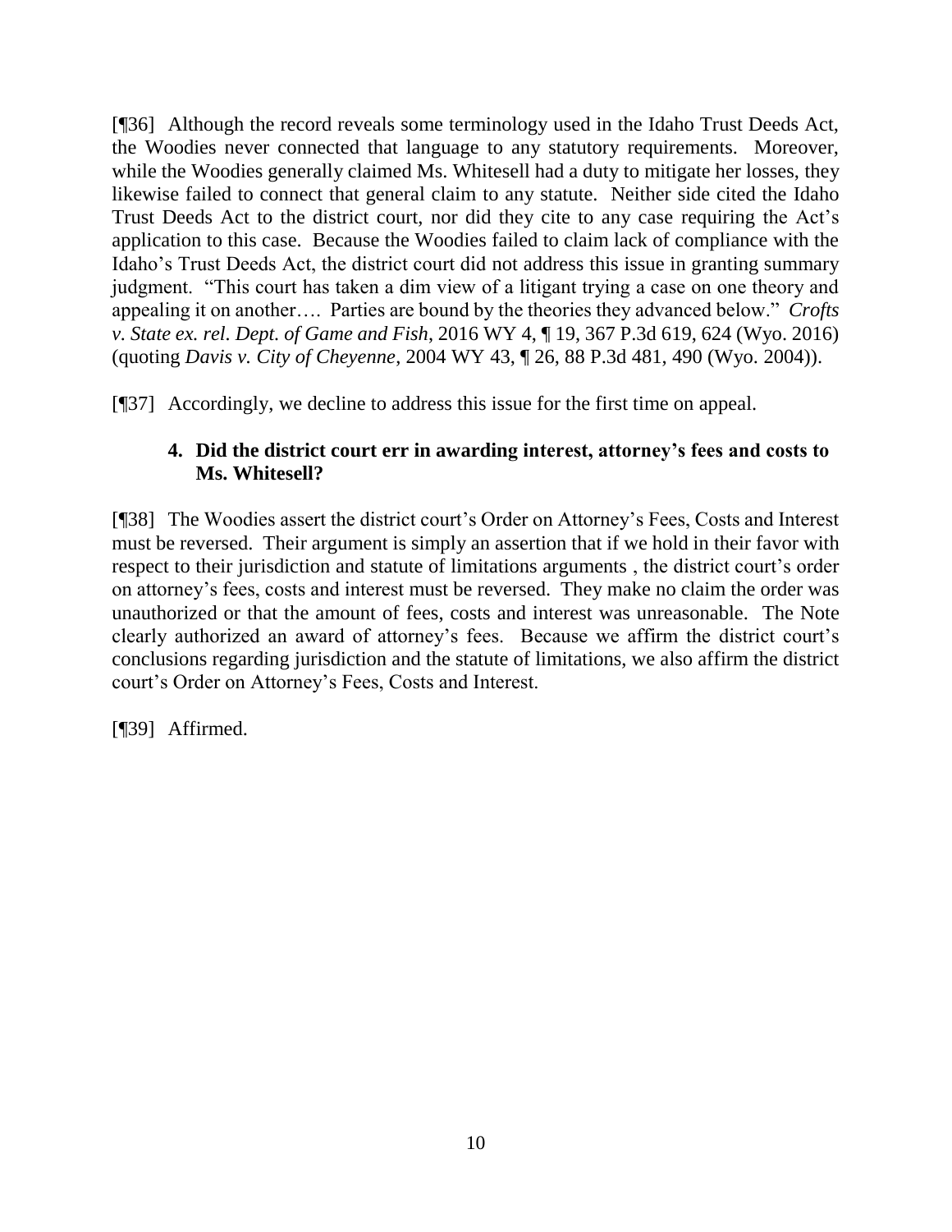[¶36] Although the record reveals some terminology used in the Idaho Trust Deeds Act, the Woodies never connected that language to any statutory requirements. Moreover, while the Woodies generally claimed Ms. Whitesell had a duty to mitigate her losses, they likewise failed to connect that general claim to any statute. Neither side cited the Idaho Trust Deeds Act to the district court, nor did they cite to any case requiring the Act's application to this case. Because the Woodies failed to claim lack of compliance with the Idaho's Trust Deeds Act, the district court did not address this issue in granting summary judgment. "This court has taken a dim view of a litigant trying a case on one theory and appealing it on another…. Parties are bound by the theories they advanced below." *Crofts v. State ex. rel. Dept. of Game and Fish*, 2016 WY 4, ¶ 19, 367 P.3d 619, 624 (Wyo. 2016) (quoting *Davis v. City of Cheyenne*, 2004 WY 43, ¶ 26, 88 P.3d 481, 490 (Wyo. 2004)).

[¶37] Accordingly, we decline to address this issue for the first time on appeal.

**4. Did the district court err in awarding interest, attorney's fees and costs to Ms. Whitesell?**

[¶38] The Woodies assert the district court's Order on Attorney's Fees, Costs and Interest must be reversed. Their argument is simply an assertion that if we hold in their favor with respect to their jurisdiction and statute of limitations arguments , the district court's order on attorney's fees, costs and interest must be reversed. They make no claim the order was unauthorized or that the amount of fees, costs and interest was unreasonable. The Note clearly authorized an award of attorney's fees. Because we affirm the district court's conclusions regarding jurisdiction and the statute of limitations, we also affirm the district court's Order on Attorney's Fees, Costs and Interest.

[¶39] Affirmed.